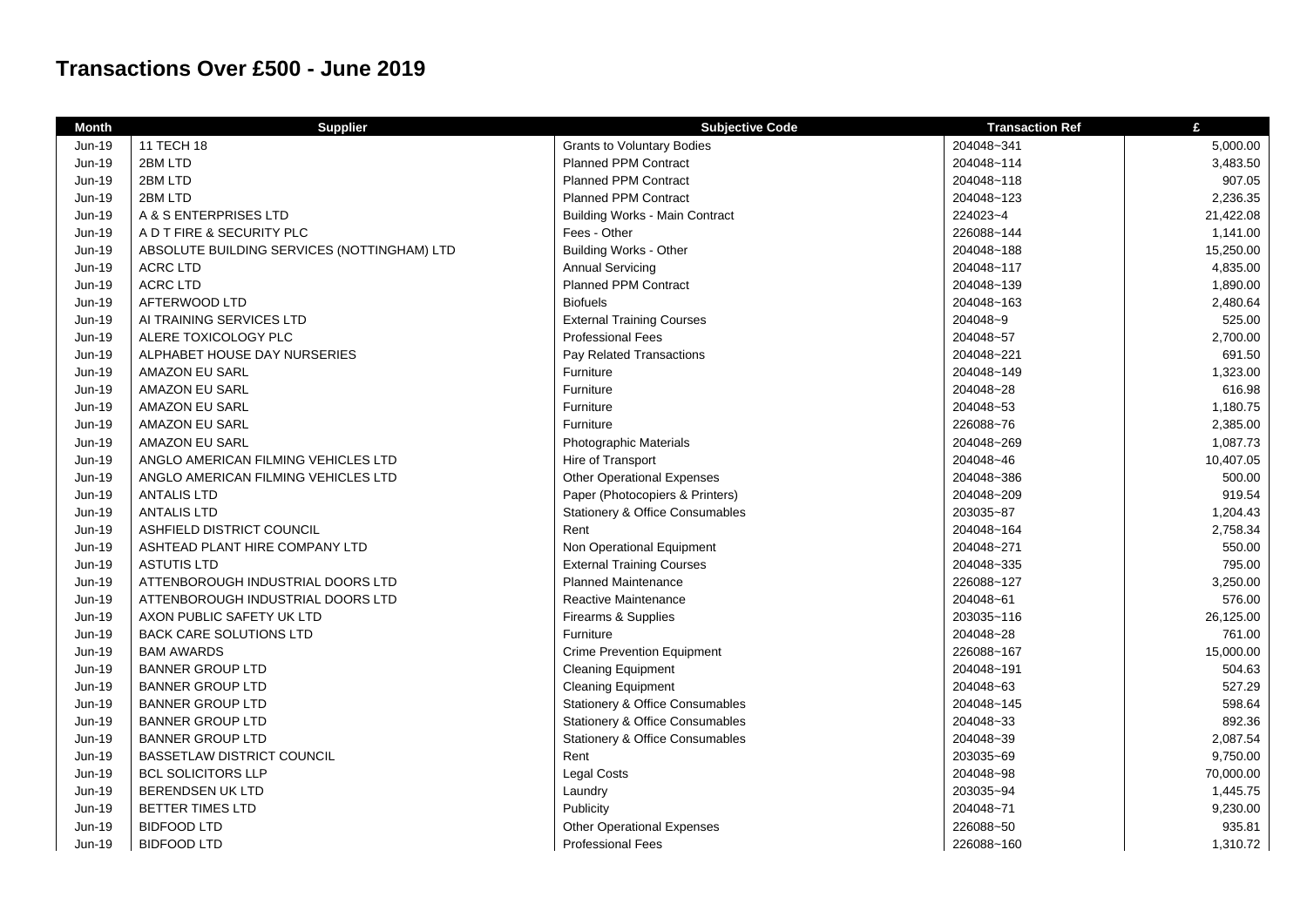# Transactions Over £500 - June 2019

| Month | Supplier | Subjective Code | Transaction Ref | £ |
|---|---|---|---|---|
| Jun-19 | 11 TECH 18 | Grants to Voluntary Bodies | 204048~341 | 5,000.00 |
| Jun-19 | 2BM LTD | Planned PPM Contract | 204048~114 | 3,483.50 |
| Jun-19 | 2BM LTD | Planned PPM Contract | 204048~118 | 907.05 |
| Jun-19 | 2BM LTD | Planned PPM Contract | 204048~123 | 2,236.35 |
| Jun-19 | A & S ENTERPRISES LTD | Building Works - Main Contract | 224023~4 | 21,422.08 |
| Jun-19 | A D T FIRE & SECURITY PLC | Fees - Other | 226088~144 | 1,141.00 |
| Jun-19 | ABSOLUTE BUILDING SERVICES (NOTTINGHAM) LTD | Building Works - Other | 204048~188 | 15,250.00 |
| Jun-19 | ACRC LTD | Annual Servicing | 204048~117 | 4,835.00 |
| Jun-19 | ACRC LTD | Planned PPM Contract | 204048~139 | 1,890.00 |
| Jun-19 | AFTERWOOD LTD | Biofuels | 204048~163 | 2,480.64 |
| Jun-19 | AI TRAINING SERVICES LTD | External Training Courses | 204048~9 | 525.00 |
| Jun-19 | ALERE TOXICOLOGY PLC | Professional Fees | 204048~57 | 2,700.00 |
| Jun-19 | ALPHABET HOUSE DAY NURSERIES | Pay Related Transactions | 204048~221 | 691.50 |
| Jun-19 | AMAZON EU SARL | Furniture | 204048~149 | 1,323.00 |
| Jun-19 | AMAZON EU SARL | Furniture | 204048~28 | 616.98 |
| Jun-19 | AMAZON EU SARL | Furniture | 204048~53 | 1,180.75 |
| Jun-19 | AMAZON EU SARL | Furniture | 226088~76 | 2,385.00 |
| Jun-19 | AMAZON EU SARL | Photographic Materials | 204048~269 | 1,087.73 |
| Jun-19 | ANGLO AMERICAN FILMING VEHICLES LTD | Hire of Transport | 204048~46 | 10,407.05 |
| Jun-19 | ANGLO AMERICAN FILMING VEHICLES LTD | Other Operational Expenses | 204048~386 | 500.00 |
| Jun-19 | ANTALIS LTD | Paper (Photocopiers & Printers) | 204048~209 | 919.54 |
| Jun-19 | ANTALIS LTD | Stationery & Office Consumables | 203035~87 | 1,204.43 |
| Jun-19 | ASHFIELD DISTRICT COUNCIL | Rent | 204048~164 | 2,758.34 |
| Jun-19 | ASHTEAD PLANT HIRE COMPANY LTD | Non Operational Equipment | 204048~271 | 550.00 |
| Jun-19 | ASTUTIS LTD | External Training Courses | 204048~335 | 795.00 |
| Jun-19 | ATTENBOROUGH INDUSTRIAL DOORS LTD | Planned Maintenance | 226088~127 | 3,250.00 |
| Jun-19 | ATTENBOROUGH INDUSTRIAL DOORS LTD | Reactive Maintenance | 204048~61 | 576.00 |
| Jun-19 | AXON PUBLIC SAFETY UK LTD | Firearms & Supplies | 203035~116 | 26,125.00 |
| Jun-19 | BACK CARE SOLUTIONS LTD | Furniture | 204048~28 | 761.00 |
| Jun-19 | BAM AWARDS | Crime Prevention Equipment | 226088~167 | 15,000.00 |
| Jun-19 | BANNER GROUP LTD | Cleaning Equipment | 204048~191 | 504.63 |
| Jun-19 | BANNER GROUP LTD | Cleaning Equipment | 204048~63 | 527.29 |
| Jun-19 | BANNER GROUP LTD | Stationery & Office Consumables | 204048~145 | 598.64 |
| Jun-19 | BANNER GROUP LTD | Stationery & Office Consumables | 204048~33 | 892.36 |
| Jun-19 | BANNER GROUP LTD | Stationery & Office Consumables | 204048~39 | 2,087.54 |
| Jun-19 | BASSETLAW DISTRICT COUNCIL | Rent | 203035~69 | 9,750.00 |
| Jun-19 | BCL SOLICITORS LLP | Legal Costs | 204048~98 | 70,000.00 |
| Jun-19 | BERENDSEN UK LTD | Laundry | 203035~94 | 1,445.75 |
| Jun-19 | BETTER TIMES LTD | Publicity | 204048~71 | 9,230.00 |
| Jun-19 | BIDFOOD LTD | Other Operational Expenses | 226088~50 | 935.81 |
| Jun-19 | BIDFOOD LTD | Professional Fees | 226088~160 | 1,310.72 |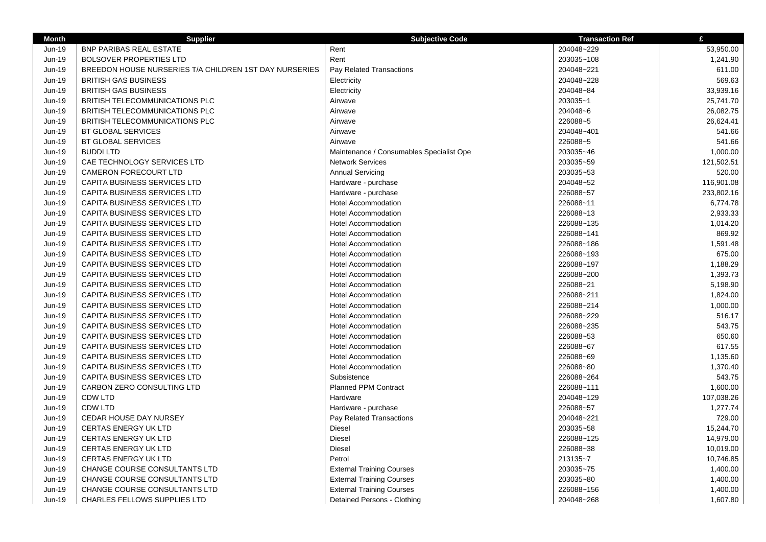| Month | Supplier | Subjective Code | Transaction Ref | £ |
|---|---|---|---|---|
| Jun-19 | BNP PARIBAS REAL ESTATE | Rent | 204048~229 | 53,950.00 |
| Jun-19 | BOLSOVER PROPERTIES LTD | Rent | 203035~108 | 1,241.90 |
| Jun-19 | BREEDON HOUSE NURSERIES T/A CHILDREN 1ST DAY NURSERIES | Pay Related Transactions | 204048~221 | 611.00 |
| Jun-19 | BRITISH GAS BUSINESS | Electricity | 204048~228 | 569.63 |
| Jun-19 | BRITISH GAS BUSINESS | Electricity | 204048~84 | 33,939.16 |
| Jun-19 | BRITISH TELECOMMUNICATIONS PLC | Airwave | 203035~1 | 25,741.70 |
| Jun-19 | BRITISH TELECOMMUNICATIONS PLC | Airwave | 204048~6 | 26,082.75 |
| Jun-19 | BRITISH TELECOMMUNICATIONS PLC | Airwave | 226088~5 | 26,624.41 |
| Jun-19 | BT GLOBAL SERVICES | Airwave | 204048~401 | 541.66 |
| Jun-19 | BT GLOBAL SERVICES | Airwave | 226088~5 | 541.66 |
| Jun-19 | BUDDI LTD | Maintenance / Consumables Specialist Ope | 203035~46 | 1,000.00 |
| Jun-19 | CAE TECHNOLOGY SERVICES LTD | Network Services | 203035~59 | 121,502.51 |
| Jun-19 | CAMERON FORECOURT LTD | Annual Servicing | 203035~53 | 520.00 |
| Jun-19 | CAPITA BUSINESS SERVICES LTD | Hardware - purchase | 204048~52 | 116,901.08 |
| Jun-19 | CAPITA BUSINESS SERVICES LTD | Hardware - purchase | 226088~57 | 233,802.16 |
| Jun-19 | CAPITA BUSINESS SERVICES LTD | Hotel Accommodation | 226088~11 | 6,774.78 |
| Jun-19 | CAPITA BUSINESS SERVICES LTD | Hotel Accommodation | 226088~13 | 2,933.33 |
| Jun-19 | CAPITA BUSINESS SERVICES LTD | Hotel Accommodation | 226088~135 | 1,014.20 |
| Jun-19 | CAPITA BUSINESS SERVICES LTD | Hotel Accommodation | 226088~141 | 869.92 |
| Jun-19 | CAPITA BUSINESS SERVICES LTD | Hotel Accommodation | 226088~186 | 1,591.48 |
| Jun-19 | CAPITA BUSINESS SERVICES LTD | Hotel Accommodation | 226088~193 | 675.00 |
| Jun-19 | CAPITA BUSINESS SERVICES LTD | Hotel Accommodation | 226088~197 | 1,188.29 |
| Jun-19 | CAPITA BUSINESS SERVICES LTD | Hotel Accommodation | 226088~200 | 1,393.73 |
| Jun-19 | CAPITA BUSINESS SERVICES LTD | Hotel Accommodation | 226088~21 | 5,198.90 |
| Jun-19 | CAPITA BUSINESS SERVICES LTD | Hotel Accommodation | 226088~211 | 1,824.00 |
| Jun-19 | CAPITA BUSINESS SERVICES LTD | Hotel Accommodation | 226088~214 | 1,000.00 |
| Jun-19 | CAPITA BUSINESS SERVICES LTD | Hotel Accommodation | 226088~229 | 516.17 |
| Jun-19 | CAPITA BUSINESS SERVICES LTD | Hotel Accommodation | 226088~235 | 543.75 |
| Jun-19 | CAPITA BUSINESS SERVICES LTD | Hotel Accommodation | 226088~53 | 650.60 |
| Jun-19 | CAPITA BUSINESS SERVICES LTD | Hotel Accommodation | 226088~67 | 617.55 |
| Jun-19 | CAPITA BUSINESS SERVICES LTD | Hotel Accommodation | 226088~69 | 1,135.60 |
| Jun-19 | CAPITA BUSINESS SERVICES LTD | Hotel Accommodation | 226088~80 | 1,370.40 |
| Jun-19 | CAPITA BUSINESS SERVICES LTD | Subsistence | 226088~264 | 543.75 |
| Jun-19 | CARBON ZERO CONSULTING LTD | Planned PPM Contract | 226088~111 | 1,600.00 |
| Jun-19 | CDW LTD | Hardware | 204048~129 | 107,038.26 |
| Jun-19 | CDW LTD | Hardware - purchase | 226088~57 | 1,277.74 |
| Jun-19 | CEDAR HOUSE DAY NURSEY | Pay Related Transactions | 204048~221 | 729.00 |
| Jun-19 | CERTAS ENERGY UK LTD | Diesel | 203035~58 | 15,244.70 |
| Jun-19 | CERTAS ENERGY UK LTD | Diesel | 226088~125 | 14,979.00 |
| Jun-19 | CERTAS ENERGY UK LTD | Diesel | 226088~38 | 10,019.00 |
| Jun-19 | CERTAS ENERGY UK LTD | Petrol | 213135~7 | 10,746.85 |
| Jun-19 | CHANGE COURSE CONSULTANTS LTD | External Training Courses | 203035~75 | 1,400.00 |
| Jun-19 | CHANGE COURSE CONSULTANTS LTD | External Training Courses | 203035~80 | 1,400.00 |
| Jun-19 | CHANGE COURSE CONSULTANTS LTD | External Training Courses | 226088~156 | 1,400.00 |
| Jun-19 | CHARLES FELLOWS SUPPLIES LTD | Detained Persons - Clothing | 204048~268 | 1,607.80 |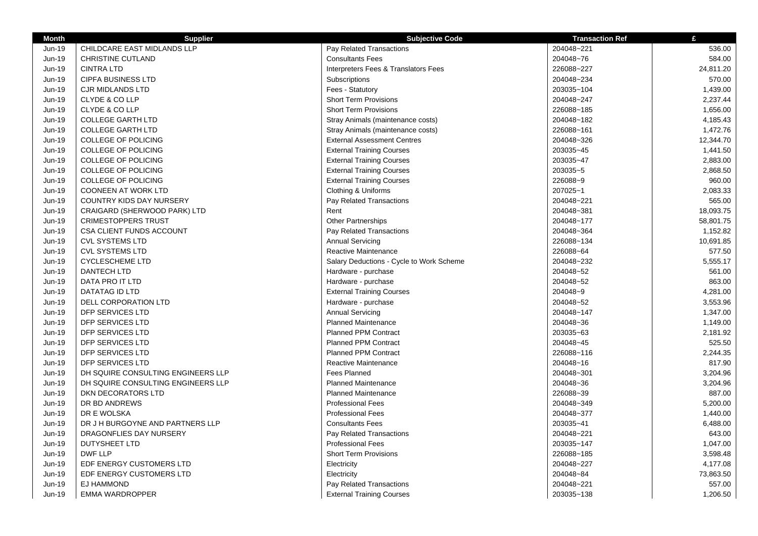| Month | Supplier | Subjective Code | Transaction Ref | £ |
| --- | --- | --- | --- | --- |
| Jun-19 | CHILDCARE EAST MIDLANDS LLP | Pay Related Transactions | 204048~221 | 536.00 |
| Jun-19 | CHRISTINE CUTLAND | Consultants Fees | 204048~76 | 584.00 |
| Jun-19 | CINTRA LTD | Interpreters Fees & Translators Fees | 226088~227 | 24,811.20 |
| Jun-19 | CIPFA BUSINESS LTD | Subscriptions | 204048~234 | 570.00 |
| Jun-19 | CJR MIDLANDS LTD | Fees - Statutory | 203035~104 | 1,439.00 |
| Jun-19 | CLYDE & CO LLP | Short Term Provisions | 204048~247 | 2,237.44 |
| Jun-19 | CLYDE & CO LLP | Short Term Provisions | 226088~185 | 1,656.00 |
| Jun-19 | COLLEGE GARTH LTD | Stray Animals (maintenance costs) | 204048~182 | 4,185.43 |
| Jun-19 | COLLEGE GARTH LTD | Stray Animals (maintenance costs) | 226088~161 | 1,472.76 |
| Jun-19 | COLLEGE OF POLICING | External Assessment Centres | 204048~326 | 12,344.70 |
| Jun-19 | COLLEGE OF POLICING | External Training Courses | 203035~45 | 1,441.50 |
| Jun-19 | COLLEGE OF POLICING | External Training Courses | 203035~47 | 2,883.00 |
| Jun-19 | COLLEGE OF POLICING | External Training Courses | 203035~5 | 2,868.50 |
| Jun-19 | COLLEGE OF POLICING | External Training Courses | 226088~9 | 960.00 |
| Jun-19 | COONEEN AT WORK LTD | Clothing & Uniforms | 207025~1 | 2,083.33 |
| Jun-19 | COUNTRY KIDS DAY NURSERY | Pay Related Transactions | 204048~221 | 565.00 |
| Jun-19 | CRAIGARD (SHERWOOD PARK) LTD | Rent | 204048~381 | 18,093.75 |
| Jun-19 | CRIMESTOPPERS TRUST | Other Partnerships | 204048~177 | 58,801.75 |
| Jun-19 | CSA CLIENT FUNDS ACCOUNT | Pay Related Transactions | 204048~364 | 1,152.82 |
| Jun-19 | CVL SYSTEMS LTD | Annual Servicing | 226088~134 | 10,691.85 |
| Jun-19 | CVL SYSTEMS LTD | Reactive Maintenance | 226088~64 | 577.50 |
| Jun-19 | CYCLESCHEME LTD | Salary Deductions - Cycle to Work Scheme | 204048~232 | 5,555.17 |
| Jun-19 | DANTECH LTD | Hardware - purchase | 204048~52 | 561.00 |
| Jun-19 | DATA PRO IT LTD | Hardware - purchase | 204048~52 | 863.00 |
| Jun-19 | DATATAG ID LTD | External Training Courses | 204048~9 | 4,281.00 |
| Jun-19 | DELL CORPORATION LTD | Hardware - purchase | 204048~52 | 3,553.96 |
| Jun-19 | DFP SERVICES LTD | Annual Servicing | 204048~147 | 1,347.00 |
| Jun-19 | DFP SERVICES LTD | Planned Maintenance | 204048~36 | 1,149.00 |
| Jun-19 | DFP SERVICES LTD | Planned PPM Contract | 203035~63 | 2,181.92 |
| Jun-19 | DFP SERVICES LTD | Planned PPM Contract | 204048~45 | 525.50 |
| Jun-19 | DFP SERVICES LTD | Planned PPM Contract | 226088~116 | 2,244.35 |
| Jun-19 | DFP SERVICES LTD | Reactive Maintenance | 204048~16 | 817.90 |
| Jun-19 | DH SQUIRE CONSULTING ENGINEERS LLP | Fees Planned | 204048~301 | 3,204.96 |
| Jun-19 | DH SQUIRE CONSULTING ENGINEERS LLP | Planned Maintenance | 204048~36 | 3,204.96 |
| Jun-19 | DKN DECORATORS LTD | Planned Maintenance | 226088~39 | 887.00 |
| Jun-19 | DR BD ANDREWS | Professional Fees | 204048~349 | 5,200.00 |
| Jun-19 | DR E WOLSKA | Professional Fees | 204048~377 | 1,440.00 |
| Jun-19 | DR J H BURGOYNE AND PARTNERS LLP | Consultants Fees | 203035~41 | 6,488.00 |
| Jun-19 | DRAGONFLIES DAY NURSERY | Pay Related Transactions | 204048~221 | 643.00 |
| Jun-19 | DUTYSHEET LTD | Professional Fees | 203035~147 | 1,047.00 |
| Jun-19 | DWF LLP | Short Term Provisions | 226088~185 | 3,598.48 |
| Jun-19 | EDF ENERGY CUSTOMERS LTD | Electricity | 204048~227 | 4,177.08 |
| Jun-19 | EDF ENERGY CUSTOMERS LTD | Electricity | 204048~84 | 73,863.50 |
| Jun-19 | EJ HAMMOND | Pay Related Transactions | 204048~221 | 557.00 |
| Jun-19 | EMMA WARDROPPER | External Training Courses | 203035~138 | 1,206.50 |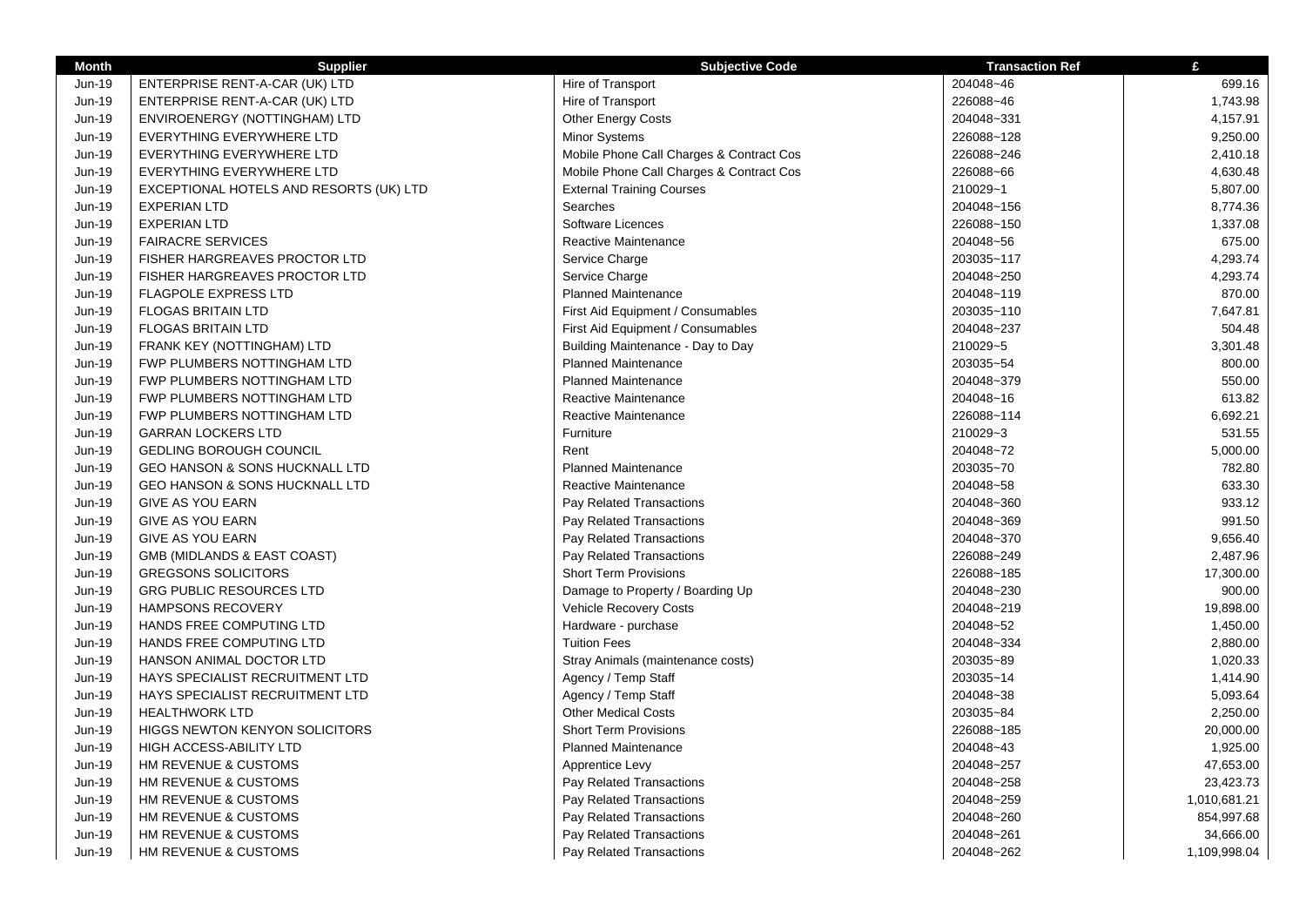| Month | Supplier | Subjective Code | Transaction Ref | £ |
|---|---|---|---|---|
| Jun-19 | ENTERPRISE RENT-A-CAR (UK) LTD | Hire of Transport | 204048~46 | 699.16 |
| Jun-19 | ENTERPRISE RENT-A-CAR (UK) LTD | Hire of Transport | 226088~46 | 1,743.98 |
| Jun-19 | ENVIROENERGY (NOTTINGHAM) LTD | Other Energy Costs | 204048~331 | 4,157.91 |
| Jun-19 | EVERYTHING EVERYWHERE LTD | Minor Systems | 226088~128 | 9,250.00 |
| Jun-19 | EVERYTHING EVERYWHERE LTD | Mobile Phone Call Charges & Contract Cos | 226088~246 | 2,410.18 |
| Jun-19 | EVERYTHING EVERYWHERE LTD | Mobile Phone Call Charges & Contract Cos | 226088~66 | 4,630.48 |
| Jun-19 | EXCEPTIONAL HOTELS AND RESORTS (UK) LTD | External Training Courses | 210029~1 | 5,807.00 |
| Jun-19 | EXPERIAN LTD | Searches | 204048~156 | 8,774.36 |
| Jun-19 | EXPERIAN LTD | Software Licences | 226088~150 | 1,337.08 |
| Jun-19 | FAIRACRE SERVICES | Reactive Maintenance | 204048~56 | 675.00 |
| Jun-19 | FISHER HARGREAVES PROCTOR LTD | Service Charge | 203035~117 | 4,293.74 |
| Jun-19 | FISHER HARGREAVES PROCTOR LTD | Service Charge | 204048~250 | 4,293.74 |
| Jun-19 | FLAGPOLE EXPRESS LTD | Planned Maintenance | 204048~119 | 870.00 |
| Jun-19 | FLOGAS BRITAIN LTD | First Aid Equipment / Consumables | 203035~110 | 7,647.81 |
| Jun-19 | FLOGAS BRITAIN LTD | First Aid Equipment / Consumables | 204048~237 | 504.48 |
| Jun-19 | FRANK KEY (NOTTINGHAM) LTD | Building Maintenance - Day to Day | 210029~5 | 3,301.48 |
| Jun-19 | FWP PLUMBERS NOTTINGHAM LTD | Planned Maintenance | 203035~54 | 800.00 |
| Jun-19 | FWP PLUMBERS NOTTINGHAM LTD | Planned Maintenance | 204048~379 | 550.00 |
| Jun-19 | FWP PLUMBERS NOTTINGHAM LTD | Reactive Maintenance | 204048~16 | 613.82 |
| Jun-19 | FWP PLUMBERS NOTTINGHAM LTD | Reactive Maintenance | 226088~114 | 6,692.21 |
| Jun-19 | GARRAN LOCKERS LTD | Furniture | 210029~3 | 531.55 |
| Jun-19 | GEDLING BOROUGH COUNCIL | Rent | 204048~72 | 5,000.00 |
| Jun-19 | GEO HANSON & SONS HUCKNALL LTD | Planned Maintenance | 203035~70 | 782.80 |
| Jun-19 | GEO HANSON & SONS HUCKNALL LTD | Reactive Maintenance | 204048~58 | 633.30 |
| Jun-19 | GIVE AS YOU EARN | Pay Related Transactions | 204048~360 | 933.12 |
| Jun-19 | GIVE AS YOU EARN | Pay Related Transactions | 204048~369 | 991.50 |
| Jun-19 | GIVE AS YOU EARN | Pay Related Transactions | 204048~370 | 9,656.40 |
| Jun-19 | GMB (MIDLANDS & EAST COAST) | Pay Related Transactions | 226088~249 | 2,487.96 |
| Jun-19 | GREGSONS SOLICITORS | Short Term Provisions | 226088~185 | 17,300.00 |
| Jun-19 | GRG PUBLIC RESOURCES LTD | Damage to Property / Boarding Up | 204048~230 | 900.00 |
| Jun-19 | HAMPSONS RECOVERY | Vehicle Recovery Costs | 204048~219 | 19,898.00 |
| Jun-19 | HANDS FREE COMPUTING LTD | Hardware - purchase | 204048~52 | 1,450.00 |
| Jun-19 | HANDS FREE COMPUTING LTD | Tuition Fees | 204048~334 | 2,880.00 |
| Jun-19 | HANSON ANIMAL DOCTOR LTD | Stray Animals (maintenance costs) | 203035~89 | 1,020.33 |
| Jun-19 | HAYS SPECIALIST RECRUITMENT LTD | Agency / Temp Staff | 203035~14 | 1,414.90 |
| Jun-19 | HAYS SPECIALIST RECRUITMENT LTD | Agency / Temp Staff | 204048~38 | 5,093.64 |
| Jun-19 | HEALTHWORK LTD | Other Medical Costs | 203035~84 | 2,250.00 |
| Jun-19 | HIGGS NEWTON KENYON SOLICITORS | Short Term Provisions | 226088~185 | 20,000.00 |
| Jun-19 | HIGH ACCESS-ABILITY LTD | Planned Maintenance | 204048~43 | 1,925.00 |
| Jun-19 | HM REVENUE & CUSTOMS | Apprentice Levy | 204048~257 | 47,653.00 |
| Jun-19 | HM REVENUE & CUSTOMS | Pay Related Transactions | 204048~258 | 23,423.73 |
| Jun-19 | HM REVENUE & CUSTOMS | Pay Related Transactions | 204048~259 | 1,010,681.21 |
| Jun-19 | HM REVENUE & CUSTOMS | Pay Related Transactions | 204048~260 | 854,997.68 |
| Jun-19 | HM REVENUE & CUSTOMS | Pay Related Transactions | 204048~261 | 34,666.00 |
| Jun-19 | HM REVENUE & CUSTOMS | Pay Related Transactions | 204048~262 | 1,109,998.04 |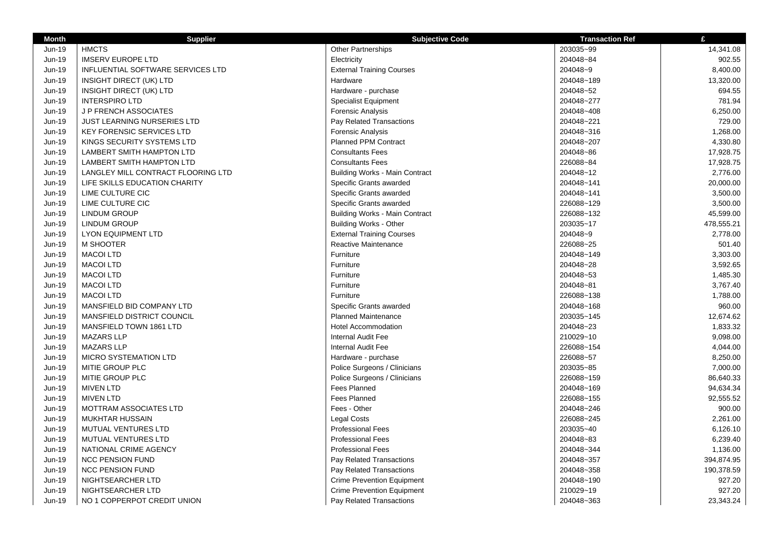| Month | Supplier | Subjective Code | Transaction Ref | £ |
|---|---|---|---|---|
| Jun-19 | HMCTS | Other Partnerships | 203035~99 | 14,341.08 |
| Jun-19 | IMSERV EUROPE LTD | Electricity | 204048~84 | 902.55 |
| Jun-19 | INFLUENTIAL SOFTWARE SERVICES LTD | External Training Courses | 204048~9 | 8,400.00 |
| Jun-19 | INSIGHT DIRECT (UK) LTD | Hardware | 204048~189 | 13,320.00 |
| Jun-19 | INSIGHT DIRECT (UK) LTD | Hardware - purchase | 204048~52 | 694.55 |
| Jun-19 | INTERSPIRO LTD | Specialist Equipment | 204048~277 | 781.94 |
| Jun-19 | J P FRENCH ASSOCIATES | Forensic Analysis | 204048~408 | 6,250.00 |
| Jun-19 | JUST LEARNING NURSERIES LTD | Pay Related Transactions | 204048~221 | 729.00 |
| Jun-19 | KEY FORENSIC SERVICES LTD | Forensic Analysis | 204048~316 | 1,268.00 |
| Jun-19 | KINGS SECURITY SYSTEMS LTD | Planned PPM Contract | 204048~207 | 4,330.80 |
| Jun-19 | LAMBERT SMITH HAMPTON LTD | Consultants Fees | 204048~86 | 17,928.75 |
| Jun-19 | LAMBERT SMITH HAMPTON LTD | Consultants Fees | 226088~84 | 17,928.75 |
| Jun-19 | LANGLEY MILL CONTRACT FLOORING LTD | Building Works - Main Contract | 204048~12 | 2,776.00 |
| Jun-19 | LIFE SKILLS EDUCATION CHARITY | Specific Grants awarded | 204048~141 | 20,000.00 |
| Jun-19 | LIME CULTURE CIC | Specific Grants awarded | 204048~141 | 3,500.00 |
| Jun-19 | LIME CULTURE CIC | Specific Grants awarded | 226088~129 | 3,500.00 |
| Jun-19 | LINDUM GROUP | Building Works - Main Contract | 226088~132 | 45,599.00 |
| Jun-19 | LINDUM GROUP | Building Works - Other | 203035~17 | 478,555.21 |
| Jun-19 | LYON EQUIPMENT LTD | External Training Courses | 204048~9 | 2,778.00 |
| Jun-19 | M SHOOTER | Reactive Maintenance | 226088~25 | 501.40 |
| Jun-19 | MACOI LTD | Furniture | 204048~149 | 3,303.00 |
| Jun-19 | MACOI LTD | Furniture | 204048~28 | 3,592.65 |
| Jun-19 | MACOI LTD | Furniture | 204048~53 | 1,485.30 |
| Jun-19 | MACOI LTD | Furniture | 204048~81 | 3,767.40 |
| Jun-19 | MACOI LTD | Furniture | 226088~138 | 1,788.00 |
| Jun-19 | MANSFIELD BID COMPANY LTD | Specific Grants awarded | 204048~168 | 960.00 |
| Jun-19 | MANSFIELD DISTRICT COUNCIL | Planned Maintenance | 203035~145 | 12,674.62 |
| Jun-19 | MANSFIELD TOWN 1861 LTD | Hotel Accommodation | 204048~23 | 1,833.32 |
| Jun-19 | MAZARS LLP | Internal Audit Fee | 210029~10 | 9,098.00 |
| Jun-19 | MAZARS LLP | Internal Audit Fee | 226088~154 | 4,044.00 |
| Jun-19 | MICRO SYSTEMATION LTD | Hardware - purchase | 226088~57 | 8,250.00 |
| Jun-19 | MITIE GROUP PLC | Police Surgeons / Clinicians | 203035~85 | 7,000.00 |
| Jun-19 | MITIE GROUP PLC | Police Surgeons / Clinicians | 226088~159 | 86,640.33 |
| Jun-19 | MIVEN LTD | Fees Planned | 204048~169 | 94,634.34 |
| Jun-19 | MIVEN LTD | Fees Planned | 226088~155 | 92,555.52 |
| Jun-19 | MOTTRAM ASSOCIATES LTD | Fees - Other | 204048~246 | 900.00 |
| Jun-19 | MUKHTAR HUSSAIN | Legal Costs | 226088~245 | 2,261.00 |
| Jun-19 | MUTUAL VENTURES LTD | Professional Fees | 203035~40 | 6,126.10 |
| Jun-19 | MUTUAL VENTURES LTD | Professional Fees | 204048~83 | 6,239.40 |
| Jun-19 | NATIONAL CRIME AGENCY | Professional Fees | 204048~344 | 1,136.00 |
| Jun-19 | NCC PENSION FUND | Pay Related Transactions | 204048~357 | 394,874.95 |
| Jun-19 | NCC PENSION FUND | Pay Related Transactions | 204048~358 | 190,378.59 |
| Jun-19 | NIGHTSEARCHER LTD | Crime Prevention Equipment | 204048~190 | 927.20 |
| Jun-19 | NIGHTSEARCHER LTD | Crime Prevention Equipment | 210029~19 | 927.20 |
| Jun-19 | NO 1 COPPERPOT CREDIT UNION | Pay Related Transactions | 204048~363 | 23,343.24 |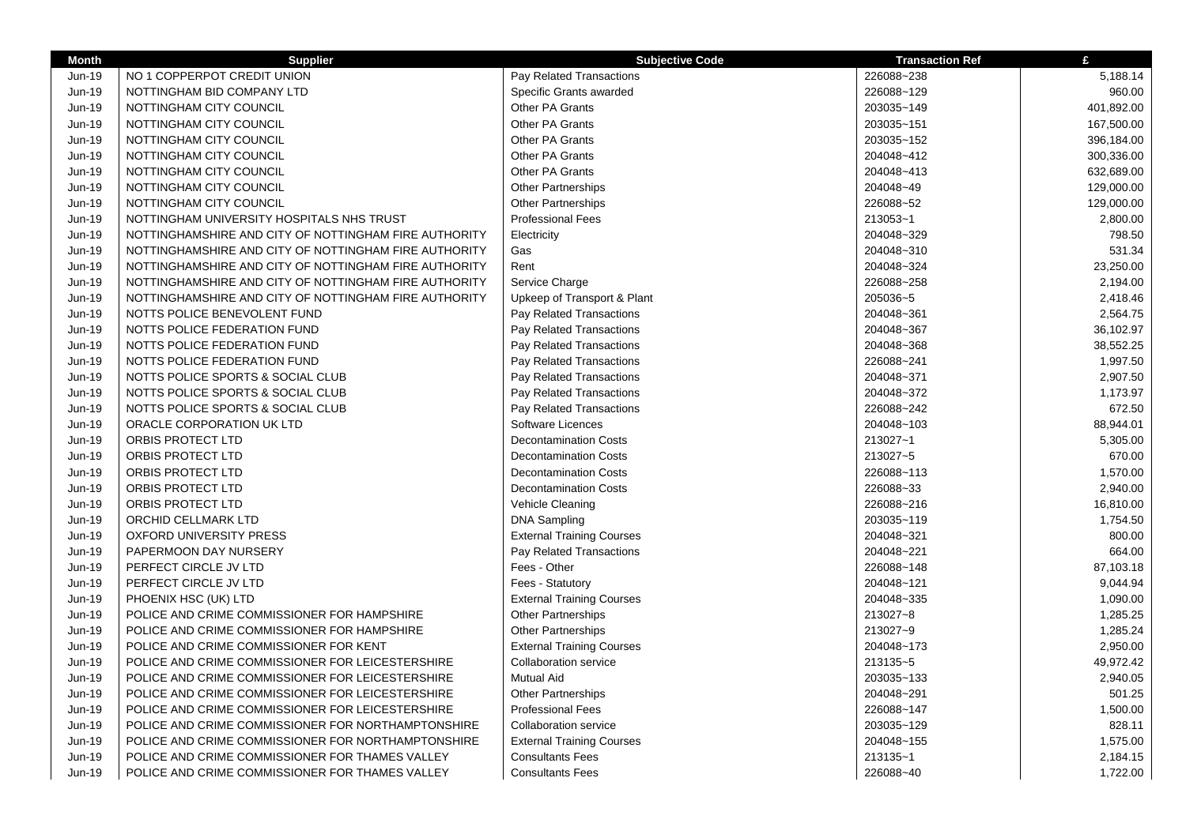| Month | Supplier | Subjective Code | Transaction Ref | £ |
|---|---|---|---|---|
| Jun-19 | NO 1 COPPERPOT CREDIT UNION | Pay Related Transactions | 226088~238 | 5,188.14 |
| Jun-19 | NOTTINGHAM BID COMPANY LTD | Specific Grants awarded | 226088~129 | 960.00 |
| Jun-19 | NOTTINGHAM CITY COUNCIL | Other PA Grants | 203035~149 | 401,892.00 |
| Jun-19 | NOTTINGHAM CITY COUNCIL | Other PA Grants | 203035~151 | 167,500.00 |
| Jun-19 | NOTTINGHAM CITY COUNCIL | Other PA Grants | 203035~152 | 396,184.00 |
| Jun-19 | NOTTINGHAM CITY COUNCIL | Other PA Grants | 204048~412 | 300,336.00 |
| Jun-19 | NOTTINGHAM CITY COUNCIL | Other PA Grants | 204048~413 | 632,689.00 |
| Jun-19 | NOTTINGHAM CITY COUNCIL | Other Partnerships | 204048~49 | 129,000.00 |
| Jun-19 | NOTTINGHAM CITY COUNCIL | Other Partnerships | 226088~52 | 129,000.00 |
| Jun-19 | NOTTINGHAM UNIVERSITY HOSPITALS NHS TRUST | Professional Fees | 213053~1 | 2,800.00 |
| Jun-19 | NOTTINGHAMSHIRE AND CITY OF NOTTINGHAM FIRE AUTHORITY | Electricity | 204048~329 | 798.50 |
| Jun-19 | NOTTINGHAMSHIRE AND CITY OF NOTTINGHAM FIRE AUTHORITY | Gas | 204048~310 | 531.34 |
| Jun-19 | NOTTINGHAMSHIRE AND CITY OF NOTTINGHAM FIRE AUTHORITY | Rent | 204048~324 | 23,250.00 |
| Jun-19 | NOTTINGHAMSHIRE AND CITY OF NOTTINGHAM FIRE AUTHORITY | Service Charge | 226088~258 | 2,194.00 |
| Jun-19 | NOTTINGHAMSHIRE AND CITY OF NOTTINGHAM FIRE AUTHORITY | Upkeep of Transport & Plant | 205036~5 | 2,418.46 |
| Jun-19 | NOTTS POLICE BENEVOLENT FUND | Pay Related Transactions | 204048~361 | 2,564.75 |
| Jun-19 | NOTTS POLICE FEDERATION FUND | Pay Related Transactions | 204048~367 | 36,102.97 |
| Jun-19 | NOTTS POLICE FEDERATION FUND | Pay Related Transactions | 204048~368 | 38,552.25 |
| Jun-19 | NOTTS POLICE FEDERATION FUND | Pay Related Transactions | 226088~241 | 1,997.50 |
| Jun-19 | NOTTS POLICE SPORTS & SOCIAL CLUB | Pay Related Transactions | 204048~371 | 2,907.50 |
| Jun-19 | NOTTS POLICE SPORTS & SOCIAL CLUB | Pay Related Transactions | 204048~372 | 1,173.97 |
| Jun-19 | NOTTS POLICE SPORTS & SOCIAL CLUB | Pay Related Transactions | 226088~242 | 672.50 |
| Jun-19 | ORACLE CORPORATION UK LTD | Software Licences | 204048~103 | 88,944.01 |
| Jun-19 | ORBIS PROTECT LTD | Decontamination Costs | 213027~1 | 5,305.00 |
| Jun-19 | ORBIS PROTECT LTD | Decontamination Costs | 213027~5 | 670.00 |
| Jun-19 | ORBIS PROTECT LTD | Decontamination Costs | 226088~113 | 1,570.00 |
| Jun-19 | ORBIS PROTECT LTD | Decontamination Costs | 226088~33 | 2,940.00 |
| Jun-19 | ORBIS PROTECT LTD | Vehicle Cleaning | 226088~216 | 16,810.00 |
| Jun-19 | ORCHID CELLMARK LTD | DNA Sampling | 203035~119 | 1,754.50 |
| Jun-19 | OXFORD UNIVERSITY PRESS | External Training Courses | 204048~321 | 800.00 |
| Jun-19 | PAPERMOON DAY NURSERY | Pay Related Transactions | 204048~221 | 664.00 |
| Jun-19 | PERFECT CIRCLE JV LTD | Fees - Other | 226088~148 | 87,103.18 |
| Jun-19 | PERFECT CIRCLE JV LTD | Fees - Statutory | 204048~121 | 9,044.94 |
| Jun-19 | PHOENIX HSC (UK) LTD | External Training Courses | 204048~335 | 1,090.00 |
| Jun-19 | POLICE AND CRIME COMMISSIONER FOR HAMPSHIRE | Other Partnerships | 213027~8 | 1,285.25 |
| Jun-19 | POLICE AND CRIME COMMISSIONER FOR HAMPSHIRE | Other Partnerships | 213027~9 | 1,285.24 |
| Jun-19 | POLICE AND CRIME COMMISSIONER FOR KENT | External Training Courses | 204048~173 | 2,950.00 |
| Jun-19 | POLICE AND CRIME COMMISSIONER FOR LEICESTERSHIRE | Collaboration service | 213135~5 | 49,972.42 |
| Jun-19 | POLICE AND CRIME COMMISSIONER FOR LEICESTERSHIRE | Mutual Aid | 203035~133 | 2,940.05 |
| Jun-19 | POLICE AND CRIME COMMISSIONER FOR LEICESTERSHIRE | Other Partnerships | 204048~291 | 501.25 |
| Jun-19 | POLICE AND CRIME COMMISSIONER FOR LEICESTERSHIRE | Professional Fees | 226088~147 | 1,500.00 |
| Jun-19 | POLICE AND CRIME COMMISSIONER FOR NORTHAMPTONSHIRE | Collaboration service | 203035~129 | 828.11 |
| Jun-19 | POLICE AND CRIME COMMISSIONER FOR NORTHAMPTONSHIRE | External Training Courses | 204048~155 | 1,575.00 |
| Jun-19 | POLICE AND CRIME COMMISSIONER FOR THAMES VALLEY | Consultants Fees | 213135~1 | 2,184.15 |
| Jun-19 | POLICE AND CRIME COMMISSIONER FOR THAMES VALLEY | Consultants Fees | 226088~40 | 1,722.00 |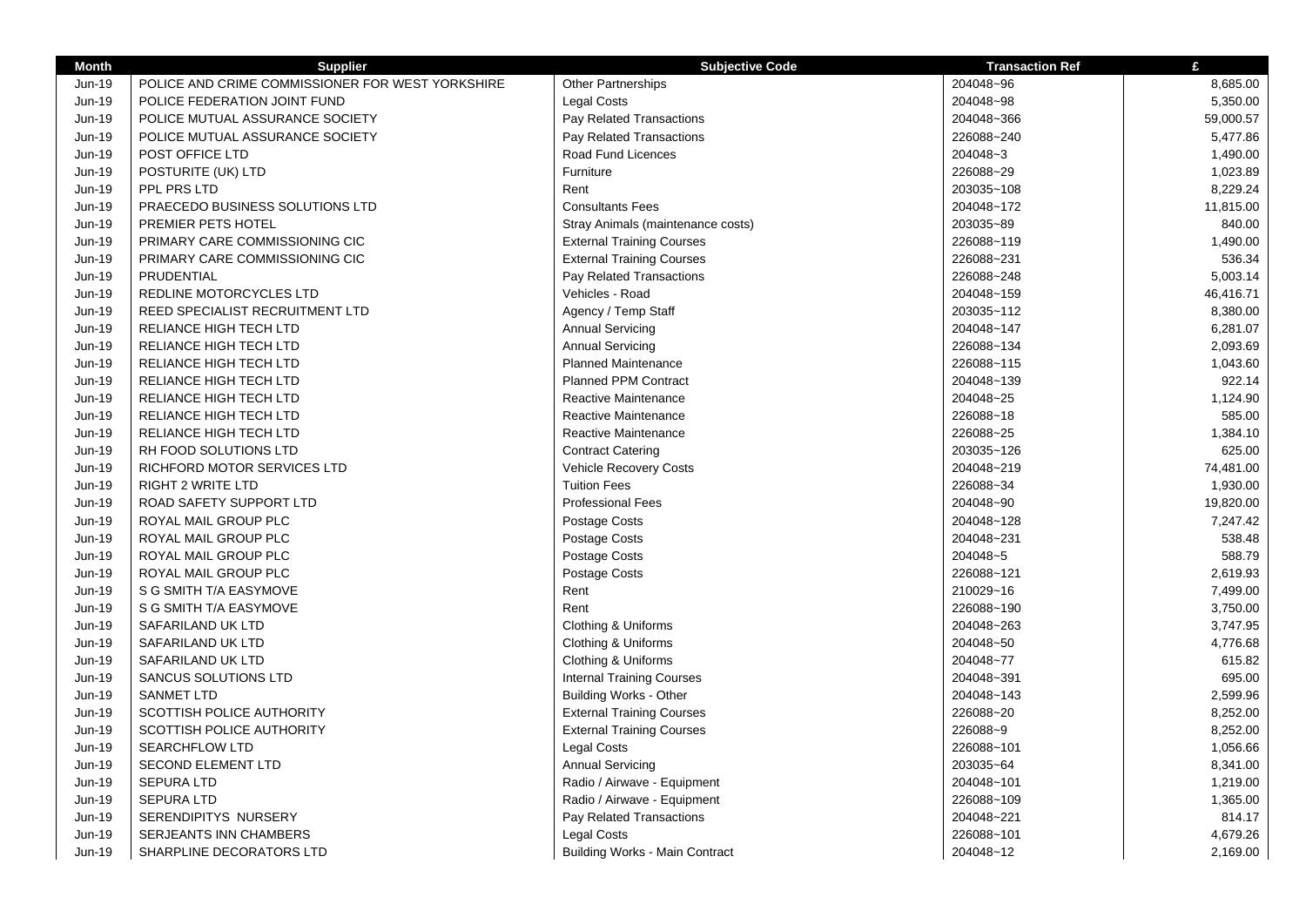| Month | Supplier | Subjective Code | Transaction Ref | £ |
|---|---|---|---|---|
| Jun-19 | POLICE AND CRIME COMMISSIONER FOR WEST YORKSHIRE | Other Partnerships | 204048~96 | 8,685.00 |
| Jun-19 | POLICE FEDERATION JOINT FUND | Legal Costs | 204048~98 | 5,350.00 |
| Jun-19 | POLICE MUTUAL ASSURANCE SOCIETY | Pay Related Transactions | 204048~366 | 59,000.57 |
| Jun-19 | POLICE MUTUAL ASSURANCE SOCIETY | Pay Related Transactions | 226088~240 | 5,477.86 |
| Jun-19 | POST OFFICE LTD | Road Fund Licences | 204048~3 | 1,490.00 |
| Jun-19 | POSTURITE (UK) LTD | Furniture | 226088~29 | 1,023.89 |
| Jun-19 | PPL PRS LTD | Rent | 203035~108 | 8,229.24 |
| Jun-19 | PRAECEDO BUSINESS SOLUTIONS LTD | Consultants Fees | 204048~172 | 11,815.00 |
| Jun-19 | PREMIER PETS HOTEL | Stray Animals (maintenance costs) | 203035~89 | 840.00 |
| Jun-19 | PRIMARY CARE COMMISSIONING CIC | External Training Courses | 226088~119 | 1,490.00 |
| Jun-19 | PRIMARY CARE COMMISSIONING CIC | External Training Courses | 226088~231 | 536.34 |
| Jun-19 | PRUDENTIAL | Pay Related Transactions | 226088~248 | 5,003.14 |
| Jun-19 | REDLINE MOTORCYCLES LTD | Vehicles - Road | 204048~159 | 46,416.71 |
| Jun-19 | REED SPECIALIST RECRUITMENT LTD | Agency / Temp Staff | 203035~112 | 8,380.00 |
| Jun-19 | RELIANCE HIGH TECH LTD | Annual Servicing | 204048~147 | 6,281.07 |
| Jun-19 | RELIANCE HIGH TECH LTD | Annual Servicing | 226088~134 | 2,093.69 |
| Jun-19 | RELIANCE HIGH TECH LTD | Planned Maintenance | 226088~115 | 1,043.60 |
| Jun-19 | RELIANCE HIGH TECH LTD | Planned PPM Contract | 204048~139 | 922.14 |
| Jun-19 | RELIANCE HIGH TECH LTD | Reactive Maintenance | 204048~25 | 1,124.90 |
| Jun-19 | RELIANCE HIGH TECH LTD | Reactive Maintenance | 226088~18 | 585.00 |
| Jun-19 | RELIANCE HIGH TECH LTD | Reactive Maintenance | 226088~25 | 1,384.10 |
| Jun-19 | RH FOOD SOLUTIONS LTD | Contract Catering | 203035~126 | 625.00 |
| Jun-19 | RICHFORD MOTOR SERVICES LTD | Vehicle Recovery Costs | 204048~219 | 74,481.00 |
| Jun-19 | RIGHT 2 WRITE LTD | Tuition Fees | 226088~34 | 1,930.00 |
| Jun-19 | ROAD SAFETY SUPPORT LTD | Professional Fees | 204048~90 | 19,820.00 |
| Jun-19 | ROYAL MAIL GROUP PLC | Postage Costs | 204048~128 | 7,247.42 |
| Jun-19 | ROYAL MAIL GROUP PLC | Postage Costs | 204048~231 | 538.48 |
| Jun-19 | ROYAL MAIL GROUP PLC | Postage Costs | 204048~5 | 588.79 |
| Jun-19 | ROYAL MAIL GROUP PLC | Postage Costs | 226088~121 | 2,619.93 |
| Jun-19 | S G SMITH T/A EASYMOVE | Rent | 210029~16 | 7,499.00 |
| Jun-19 | S G SMITH T/A EASYMOVE | Rent | 226088~190 | 3,750.00 |
| Jun-19 | SAFARILAND UK LTD | Clothing & Uniforms | 204048~263 | 3,747.95 |
| Jun-19 | SAFARILAND UK LTD | Clothing & Uniforms | 204048~50 | 4,776.68 |
| Jun-19 | SAFARILAND UK LTD | Clothing & Uniforms | 204048~77 | 615.82 |
| Jun-19 | SANCUS SOLUTIONS LTD | Internal Training Courses | 204048~391 | 695.00 |
| Jun-19 | SANMET LTD | Building Works - Other | 204048~143 | 2,599.96 |
| Jun-19 | SCOTTISH POLICE AUTHORITY | External Training Courses | 226088~20 | 8,252.00 |
| Jun-19 | SCOTTISH POLICE AUTHORITY | External Training Courses | 226088~9 | 8,252.00 |
| Jun-19 | SEARCHFLOW LTD | Legal Costs | 226088~101 | 1,056.66 |
| Jun-19 | SECOND ELEMENT LTD | Annual Servicing | 203035~64 | 8,341.00 |
| Jun-19 | SEPURA LTD | Radio / Airwave - Equipment | 204048~101 | 1,219.00 |
| Jun-19 | SEPURA LTD | Radio / Airwave - Equipment | 226088~109 | 1,365.00 |
| Jun-19 | SERENDIPITYS NURSERY | Pay Related Transactions | 204048~221 | 814.17 |
| Jun-19 | SERJEANTS INN CHAMBERS | Legal Costs | 226088~101 | 4,679.26 |
| Jun-19 | SHARPLINE DECORATORS LTD | Building Works - Main Contract | 204048~12 | 2,169.00 |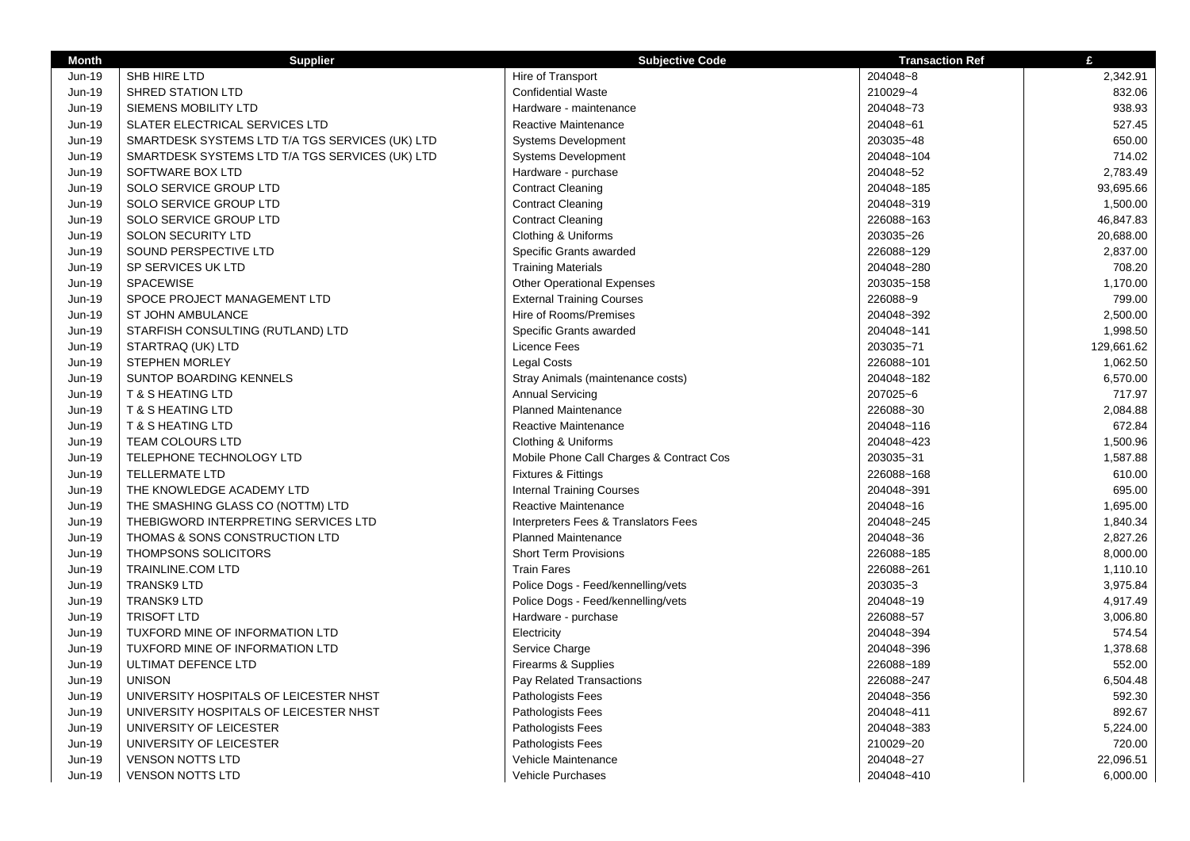| Month | Supplier | Subjective Code | Transaction Ref | £ |
|---|---|---|---|---|
| Jun-19 | SHB HIRE LTD | Hire of Transport | 204048~8 | 2,342.91 |
| Jun-19 | SHRED STATION LTD | Confidential Waste | 210029~4 | 832.06 |
| Jun-19 | SIEMENS MOBILITY LTD | Hardware - maintenance | 204048~73 | 938.93 |
| Jun-19 | SLATER ELECTRICAL SERVICES LTD | Reactive Maintenance | 204048~61 | 527.45 |
| Jun-19 | SMARTDESK SYSTEMS LTD T/A TGS SERVICES (UK) LTD | Systems Development | 203035~48 | 650.00 |
| Jun-19 | SMARTDESK SYSTEMS LTD T/A TGS SERVICES (UK) LTD | Systems Development | 204048~104 | 714.02 |
| Jun-19 | SOFTWARE BOX LTD | Hardware - purchase | 204048~52 | 2,783.49 |
| Jun-19 | SOLO SERVICE GROUP LTD | Contract Cleaning | 204048~185 | 93,695.66 |
| Jun-19 | SOLO SERVICE GROUP LTD | Contract Cleaning | 204048~319 | 1,500.00 |
| Jun-19 | SOLO SERVICE GROUP LTD | Contract Cleaning | 226088~163 | 46,847.83 |
| Jun-19 | SOLON SECURITY LTD | Clothing & Uniforms | 203035~26 | 20,688.00 |
| Jun-19 | SOUND PERSPECTIVE LTD | Specific Grants awarded | 226088~129 | 2,837.00 |
| Jun-19 | SP SERVICES UK LTD | Training Materials | 204048~280 | 708.20 |
| Jun-19 | SPACEWISE | Other Operational Expenses | 203035~158 | 1,170.00 |
| Jun-19 | SPOCE PROJECT MANAGEMENT LTD | External Training Courses | 226088~9 | 799.00 |
| Jun-19 | ST JOHN AMBULANCE | Hire of Rooms/Premises | 204048~392 | 2,500.00 |
| Jun-19 | STARFISH CONSULTING (RUTLAND) LTD | Specific Grants awarded | 204048~141 | 1,998.50 |
| Jun-19 | STARTRAQ (UK) LTD | Licence Fees | 203035~71 | 129,661.62 |
| Jun-19 | STEPHEN MORLEY | Legal Costs | 226088~101 | 1,062.50 |
| Jun-19 | SUNTOP BOARDING KENNELS | Stray Animals (maintenance costs) | 204048~182 | 6,570.00 |
| Jun-19 | T & S HEATING LTD | Annual Servicing | 207025~6 | 717.97 |
| Jun-19 | T & S HEATING LTD | Planned Maintenance | 226088~30 | 2,084.88 |
| Jun-19 | T & S HEATING LTD | Reactive Maintenance | 204048~116 | 672.84 |
| Jun-19 | TEAM COLOURS LTD | Clothing & Uniforms | 204048~423 | 1,500.96 |
| Jun-19 | TELEPHONE TECHNOLOGY LTD | Mobile Phone Call Charges & Contract Cos | 203035~31 | 1,587.88 |
| Jun-19 | TELLERMATE LTD | Fixtures & Fittings | 226088~168 | 610.00 |
| Jun-19 | THE KNOWLEDGE ACADEMY LTD | Internal Training Courses | 204048~391 | 695.00 |
| Jun-19 | THE SMASHING GLASS CO (NOTTM) LTD | Reactive Maintenance | 204048~16 | 1,695.00 |
| Jun-19 | THEBIGWORD INTERPRETING SERVICES LTD | Interpreters Fees & Translators Fees | 204048~245 | 1,840.34 |
| Jun-19 | THOMAS & SONS CONSTRUCTION LTD | Planned Maintenance | 204048~36 | 2,827.26 |
| Jun-19 | THOMPSONS SOLICITORS | Short Term Provisions | 226088~185 | 8,000.00 |
| Jun-19 | TRAINLINE.COM LTD | Train Fares | 226088~261 | 1,110.10 |
| Jun-19 | TRANSK9 LTD | Police Dogs - Feed/kennelling/vets | 203035~3 | 3,975.84 |
| Jun-19 | TRANSK9 LTD | Police Dogs - Feed/kennelling/vets | 204048~19 | 4,917.49 |
| Jun-19 | TRISOFT LTD | Hardware - purchase | 226088~57 | 3,006.80 |
| Jun-19 | TUXFORD MINE OF INFORMATION LTD | Electricity | 204048~394 | 574.54 |
| Jun-19 | TUXFORD MINE OF INFORMATION LTD | Service Charge | 204048~396 | 1,378.68 |
| Jun-19 | ULTIMAT DEFENCE LTD | Firearms & Supplies | 226088~189 | 552.00 |
| Jun-19 | UNISON | Pay Related Transactions | 226088~247 | 6,504.48 |
| Jun-19 | UNIVERSITY HOSPITALS OF LEICESTER NHST | Pathologists Fees | 204048~356 | 592.30 |
| Jun-19 | UNIVERSITY HOSPITALS OF LEICESTER NHST | Pathologists Fees | 204048~411 | 892.67 |
| Jun-19 | UNIVERSITY OF LEICESTER | Pathologists Fees | 204048~383 | 5,224.00 |
| Jun-19 | UNIVERSITY OF LEICESTER | Pathologists Fees | 210029~20 | 720.00 |
| Jun-19 | VENSON NOTTS LTD | Vehicle Maintenance | 204048~27 | 22,096.51 |
| Jun-19 | VENSON NOTTS LTD | Vehicle Purchases | 204048~410 | 6,000.00 |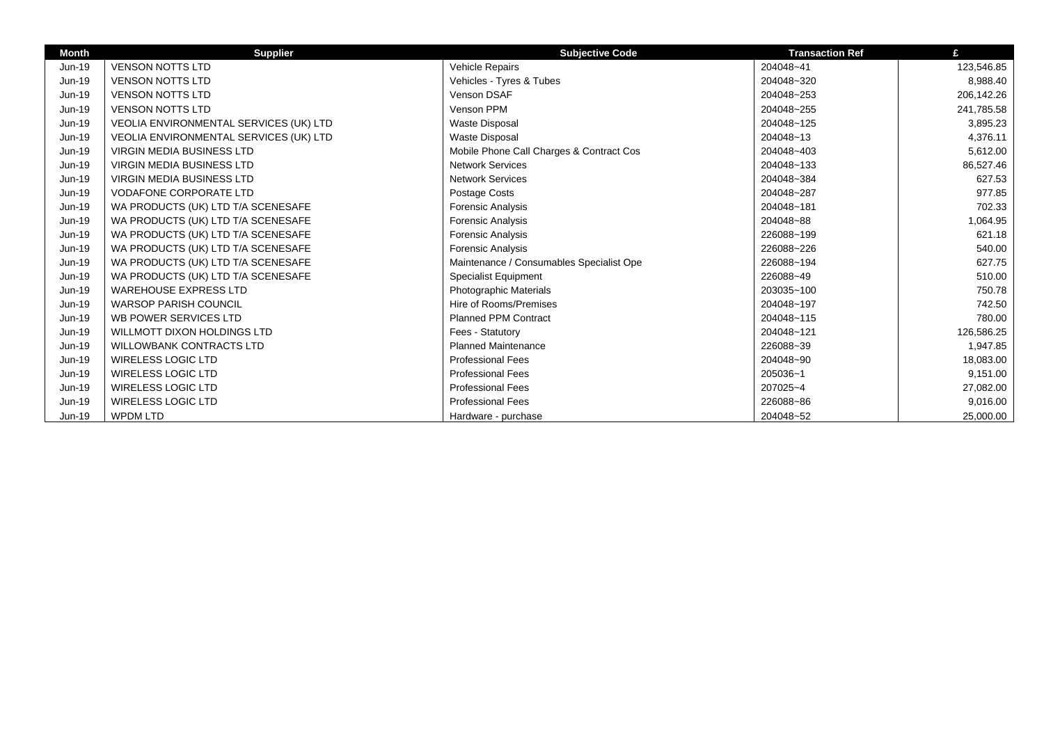| Month | Supplier | Subjective Code | Transaction Ref | £ |
|---|---|---|---|---|
| Jun-19 | VENSON NOTTS LTD | Vehicle Repairs | 204048~41 | 123,546.85 |
| Jun-19 | VENSON NOTTS LTD | Vehicles - Tyres & Tubes | 204048~320 | 8,988.40 |
| Jun-19 | VENSON NOTTS LTD | Venson DSAF | 204048~253 | 206,142.26 |
| Jun-19 | VENSON NOTTS LTD | Venson PPM | 204048~255 | 241,785.58 |
| Jun-19 | VEOLIA ENVIRONMENTAL SERVICES (UK) LTD | Waste Disposal | 204048~125 | 3,895.23 |
| Jun-19 | VEOLIA ENVIRONMENTAL SERVICES (UK) LTD | Waste Disposal | 204048~13 | 4,376.11 |
| Jun-19 | VIRGIN MEDIA BUSINESS LTD | Mobile Phone Call Charges & Contract Cos | 204048~403 | 5,612.00 |
| Jun-19 | VIRGIN MEDIA BUSINESS LTD | Network Services | 204048~133 | 86,527.46 |
| Jun-19 | VIRGIN MEDIA BUSINESS LTD | Network Services | 204048~384 | 627.53 |
| Jun-19 | VODAFONE CORPORATE LTD | Postage Costs | 204048~287 | 977.85 |
| Jun-19 | WA PRODUCTS (UK) LTD T/A SCENESAFE | Forensic Analysis | 204048~181 | 702.33 |
| Jun-19 | WA PRODUCTS (UK) LTD T/A SCENESAFE | Forensic Analysis | 204048~88 | 1,064.95 |
| Jun-19 | WA PRODUCTS (UK) LTD T/A SCENESAFE | Forensic Analysis | 226088~199 | 621.18 |
| Jun-19 | WA PRODUCTS (UK) LTD T/A SCENESAFE | Forensic Analysis | 226088~226 | 540.00 |
| Jun-19 | WA PRODUCTS (UK) LTD T/A SCENESAFE | Maintenance / Consumables Specialist Ope | 226088~194 | 627.75 |
| Jun-19 | WA PRODUCTS (UK) LTD T/A SCENESAFE | Specialist Equipment | 226088~49 | 510.00 |
| Jun-19 | WAREHOUSE EXPRESS LTD | Photographic Materials | 203035~100 | 750.78 |
| Jun-19 | WARSOP PARISH COUNCIL | Hire of Rooms/Premises | 204048~197 | 742.50 |
| Jun-19 | WB POWER SERVICES LTD | Planned PPM Contract | 204048~115 | 780.00 |
| Jun-19 | WILLMOTT DIXON HOLDINGS LTD | Fees - Statutory | 204048~121 | 126,586.25 |
| Jun-19 | WILLOWBANK CONTRACTS LTD | Planned Maintenance | 226088~39 | 1,947.85 |
| Jun-19 | WIRELESS LOGIC LTD | Professional Fees | 204048~90 | 18,083.00 |
| Jun-19 | WIRELESS LOGIC LTD | Professional Fees | 205036~1 | 9,151.00 |
| Jun-19 | WIRELESS LOGIC LTD | Professional Fees | 207025~4 | 27,082.00 |
| Jun-19 | WIRELESS LOGIC LTD | Professional Fees | 226088~86 | 9,016.00 |
| Jun-19 | WPDM LTD | Hardware - purchase | 204048~52 | 25,000.00 |